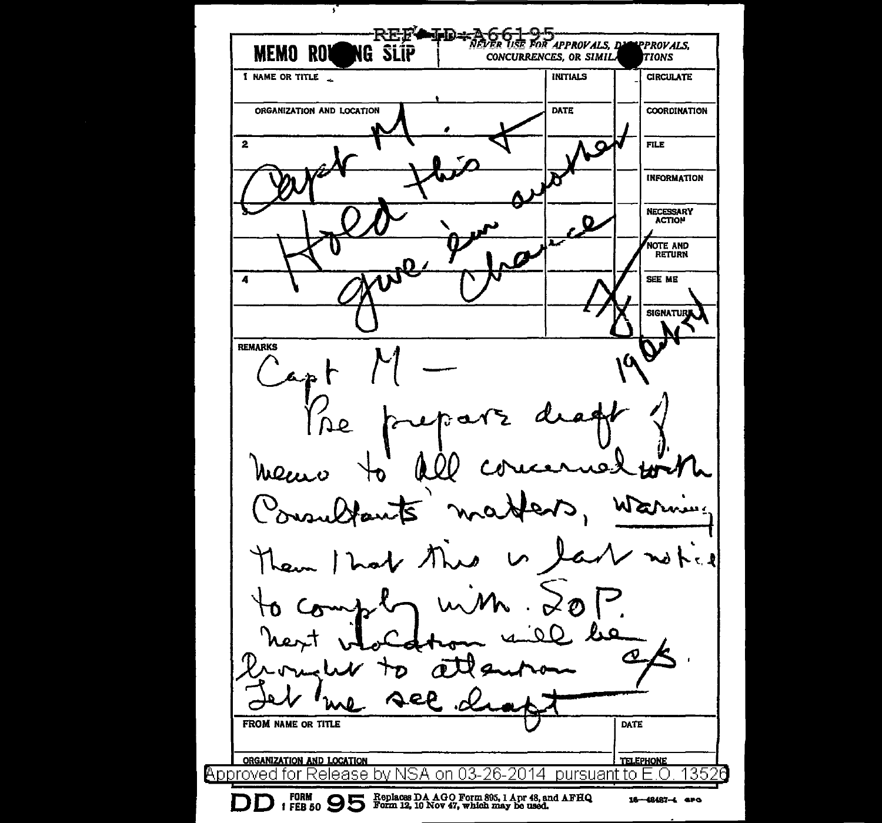REF ID:A66195

**MEMO ROUTING SLIP** | NEVER USE FOR APPROVALS, DISAPPROVALS, CONCURRENCES, OR SIMILAR ACTIONS

| 1 NAME OR TITLE | INITIALS | | CIRCULATE |
|---|---|---|---|
| ORGANIZATION AND LOCATION | DATE | | COORDINATION |
| 2 | | | FILE |
| | | | INFORMATION |
| 3 | | | NECESSARY ACTION |
| | | | NOTE AND RETURN |
| 4 | | | SEE ME |
| | | | SIGNATURE |

Capt M. Hold this & give 'em another chance

A

19 Oct 54

REMARKS

Capt M —

Pse prepare draft of memo to all concerned with Consultants matters, warning them that this is last notice to comply with SOP. Next violation will be brought to attention of ES.

Let me see draft

FROM NAME OR TITLE | DATE

ORGANIZATION AND LOCATION | TELEPHONE

Approved for Release by NSA on 03-26-2014 pursuant to E.O. 13526

DD FORM 1 FEB 50 95 Replaces DA AGO Form 895, 1 Apr 48, and AFHQ Form 12, 10 Nov 47, which may be used. 16—48487-4 GPO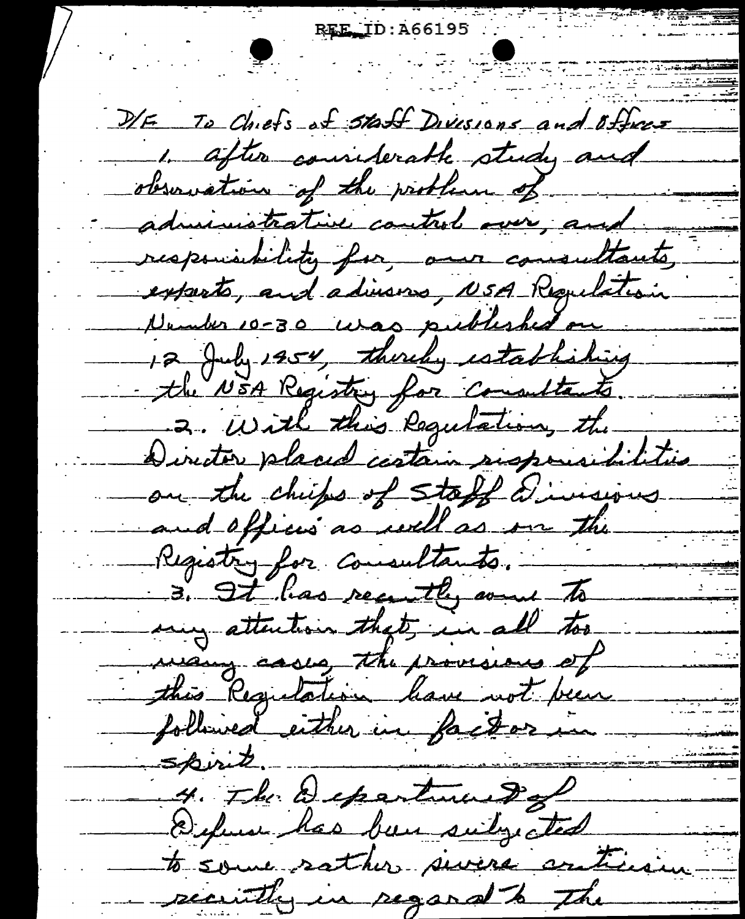D/F To Chiefs of Staff Divisions and Offices

1. After considerable study and observation of the problem of administrative control over, and responsibility for, our consultants, experts, and advisors, NSA Regulation Number 10-30 was published on 12 July 1954, thereby establishing the NSA Registry for Consultants.

2. With this Regulation, the Director placed certain responsibilities on the chiefs of Staff Divisions and Offices as well as on the Registry for Consultants.

3. It has recently come to my attention that, in all too many cases, the provisions of this Regulation have not been followed either in fact or in spirit.

4. The Department of Defense has been subjected to some rather severe criticism recently in regard to the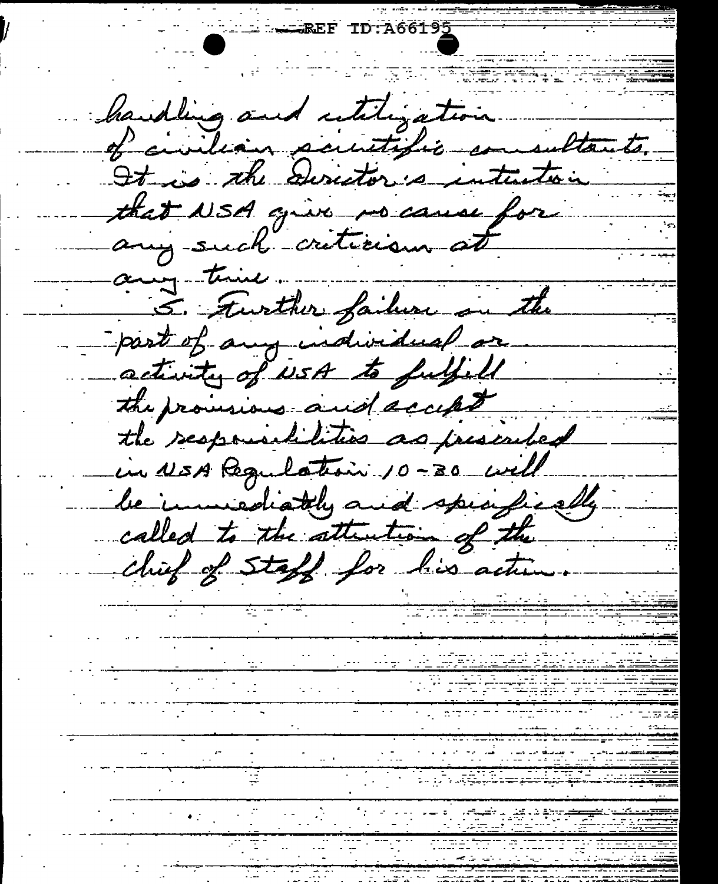handling and utilization of civilian scientific consultants. It is the Director's intention that NSA give no cause for any such criticism at any time.

5. Further failure on the part of any individual or activity of NSA to fulfill the provisions and accept the responsibilities as prescribed in NSA Regulation 10-30 will be immediately and specifically called to the attention of the Chief of Staff for his action.